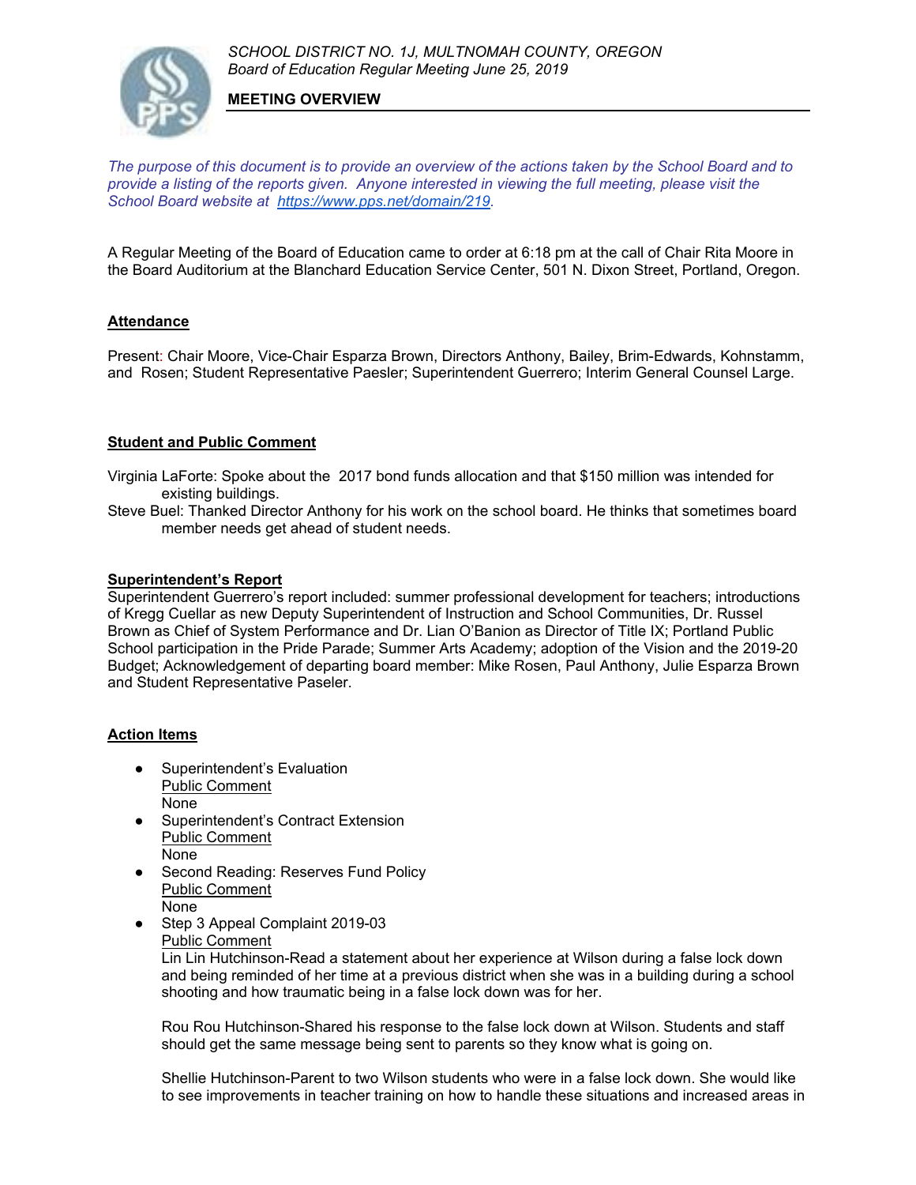*SCHOOL DISTRICT NO. 1J, MULTNOMAH COUNTY, OREGON*
*Board of Education Regular Meeting June 25, 2019*

**MEETING OVERVIEW**

*The purpose of this document is to provide an overview of the actions taken by the School Board and to provide a listing of the reports given. Anyone interested in viewing the full meeting, please visit the School Board website at [https://www.pps.net/domain/219](https://www.pps.net/domain/219).*

A Regular Meeting of the Board of Education came to order at 6:18 pm at the call of Chair Rita Moore in the Board Auditorium at the Blanchard Education Service Center, 501 N. Dixon Street, Portland, Oregon.

## Attendance

Present: Chair Moore, Vice-Chair Esparza Brown, Directors Anthony, Bailey, Brim-Edwards, Kohnstamm, and Rosen; Student Representative Paesler; Superintendent Guerrero; Interim General Counsel Large.

## Student and Public Comment

Virginia LaForte: Spoke about the 2017 bond funds allocation and that $150 million was intended for existing buildings.

Steve Buel: Thanked Director Anthony for his work on the school board. He thinks that sometimes board member needs get ahead of student needs.

## Superintendent's Report

Superintendent Guerrero's report included: summer professional development for teachers; introductions of Kregg Cuellar as new Deputy Superintendent of Instruction and School Communities, Dr. Russel Brown as Chief of System Performance and Dr. Lian O'Banion as Director of Title IX; Portland Public School participation in the Pride Parade; Summer Arts Academy; adoption of the Vision and the 2019-20 Budget; Acknowledgement of departing board member: Mike Rosen, Paul Anthony, Julie Esparza Brown and Student Representative Paseler.

## Action Items

- Superintendent's Evaluation
  Public Comment
  None
- Superintendent's Contract Extension
  Public Comment
  None
- Second Reading: Reserves Fund Policy
  Public Comment
  None
- Step 3 Appeal Complaint 2019-03
  Public Comment
  Lin Lin Hutchinson-Read a statement about her experience at Wilson during a false lock down and being reminded of her time at a previous district when she was in a building during a school shooting and how traumatic being in a false lock down was for her.

  Rou Rou Hutchinson-Shared his response to the false lock down at Wilson. Students and staff should get the same message being sent to parents so they know what is going on.

  Shellie Hutchinson-Parent to two Wilson students who were in a false lock down. She would like to see improvements in teacher training on how to handle these situations and increased areas in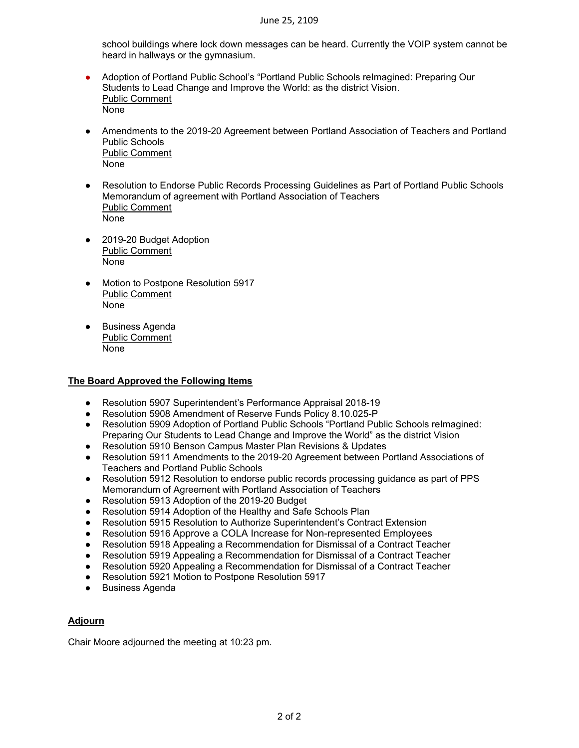school buildings where lock down messages can be heard. Currently the VOIP system cannot be heard in hallways or the gymnasium.

- Adoption of Portland Public School's "Portland Public Schools reImagined: Preparing Our Students to Lead Change and Improve the World: as the district Vision.
  Public Comment
  None

- Amendments to the 2019-20 Agreement between Portland Association of Teachers and Portland Public Schools
  Public Comment
  None

- Resolution to Endorse Public Records Processing Guidelines as Part of Portland Public Schools Memorandum of agreement with Portland Association of Teachers
  Public Comment
  None

- 2019-20 Budget Adoption
  Public Comment
  None

- Motion to Postpone Resolution 5917
  Public Comment
  None

- Business Agenda
  Public Comment
  None

## The Board Approved the Following Items

- Resolution 5907 Superintendent's Performance Appraisal 2018-19
- Resolution 5908 Amendment of Reserve Funds Policy 8.10.025-P
- Resolution 5909 Adoption of Portland Public Schools "Portland Public Schools reImagined: Preparing Our Students to Lead Change and Improve the World" as the district Vision
- Resolution 5910 Benson Campus Master Plan Revisions & Updates
- Resolution 5911 Amendments to the 2019-20 Agreement between Portland Associations of Teachers and Portland Public Schools
- Resolution 5912 Resolution to endorse public records processing guidance as part of PPS Memorandum of Agreement with Portland Association of Teachers
- Resolution 5913 Adoption of the 2019-20 Budget
- Resolution 5914 Adoption of the Healthy and Safe Schools Plan
- Resolution 5915 Resolution to Authorize Superintendent's Contract Extension
- Resolution 5916 Approve a COLA Increase for Non-represented Employees
- Resolution 5918 Appealing a Recommendation for Dismissal of a Contract Teacher
- Resolution 5919 Appealing a Recommendation for Dismissal of a Contract Teacher
- Resolution 5920 Appealing a Recommendation for Dismissal of a Contract Teacher
- Resolution 5921 Motion to Postpone Resolution 5917
- Business Agenda

## Adjourn

Chair Moore adjourned the meeting at 10:23 pm.